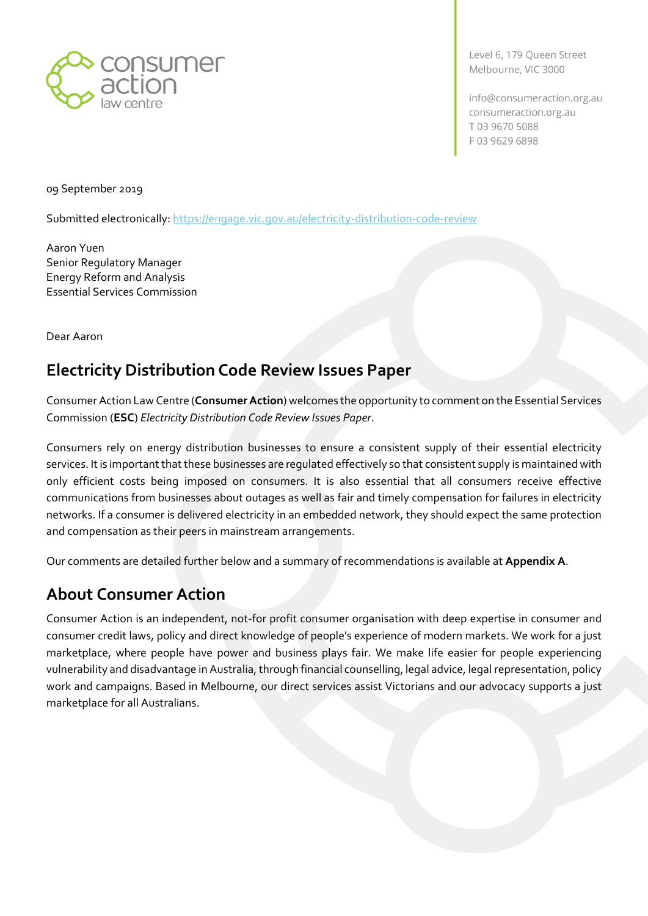Level 6, 179 Queen Street
Melbourne, VIC 3000

info@consumeraction.org.au
consumeraction.org.au
T 03 9670 5088
F 03 9629 6898

09 September 2019

Submitted electronically: https://engage.vic.gov.au/electricity-distribution-code-review

Aaron Yuen
Senior Regulatory Manager
Energy Reform and Analysis
Essential Services Commission

Dear Aaron

## Electricity Distribution Code Review Issues Paper

Consumer Action Law Centre (**Consumer Action**) welcomes the opportunity to comment on the Essential Services Commission (**ESC**) *Electricity Distribution Code Review Issues Paper*.

Consumers rely on energy distribution businesses to ensure a consistent supply of their essential electricity services. It is important that these businesses are regulated effectively so that consistent supply is maintained with only efficient costs being imposed on consumers. It is also essential that all consumers receive effective communications from businesses about outages as well as fair and timely compensation for failures in electricity networks. If a consumer is delivered electricity in an embedded network, they should expect the same protection and compensation as their peers in mainstream arrangements.

Our comments are detailed further below and a summary of recommendations is available at **Appendix A**.

## About Consumer Action

Consumer Action is an independent, not-for profit consumer organisation with deep expertise in consumer and consumer credit laws, policy and direct knowledge of people's experience of modern markets. We work for a just marketplace, where people have power and business plays fair. We make life easier for people experiencing vulnerability and disadvantage in Australia, through financial counselling, legal advice, legal representation, policy work and campaigns. Based in Melbourne, our direct services assist Victorians and our advocacy supports a just marketplace for all Australians.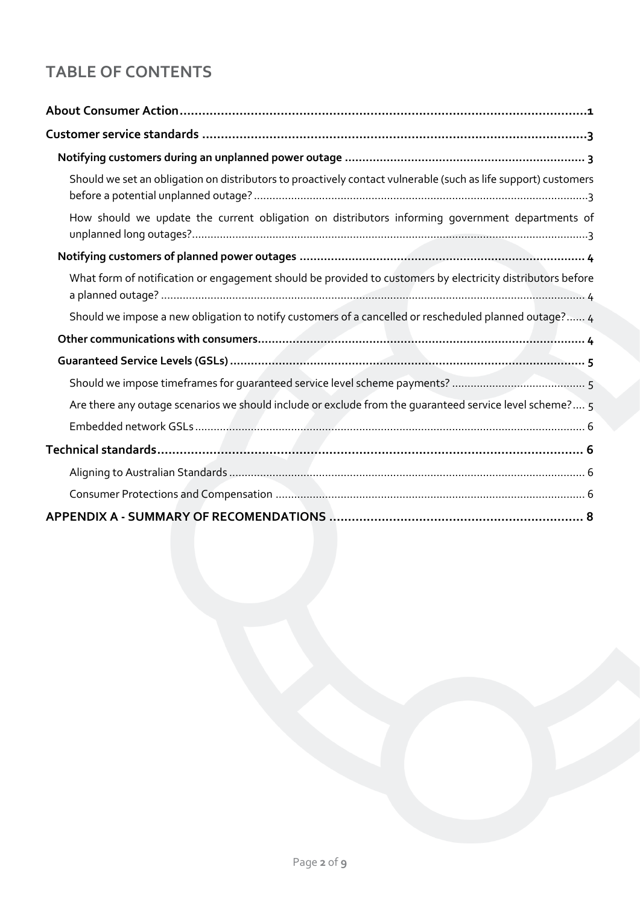# TABLE OF CONTENTS

**About Consumer Action** ... 1

**Customer service standards** ... 3

- **Notifying customers during an unplanned power outage** ... 3
  - Should we set an obligation on distributors to proactively contact vulnerable (such as life support) customers before a potential unplanned outage? ... 3
  - How should we update the current obligation on distributors informing government departments of unplanned long outages? ... 3
- **Notifying customers of planned power outages** ... 4
  - What form of notification or engagement should be provided to customers by electricity distributors before a planned outage? ... 4
  - Should we impose a new obligation to notify customers of a cancelled or rescheduled planned outage? ... 4
- **Other communications with consumers** ... 4
- **Guaranteed Service Levels (GSLs)** ... 5
  - Should we impose timeframes for guaranteed service level scheme payments? ... 5
  - Are there any outage scenarios we should include or exclude from the guaranteed service level scheme? ... 5
  - Embedded network GSLs ... 6

**Technical standards** ... 6

- Aligning to Australian Standards ... 6
- Consumer Protections and Compensation ... 6

**APPENDIX A - SUMMARY OF RECOMENDATIONS** ... 8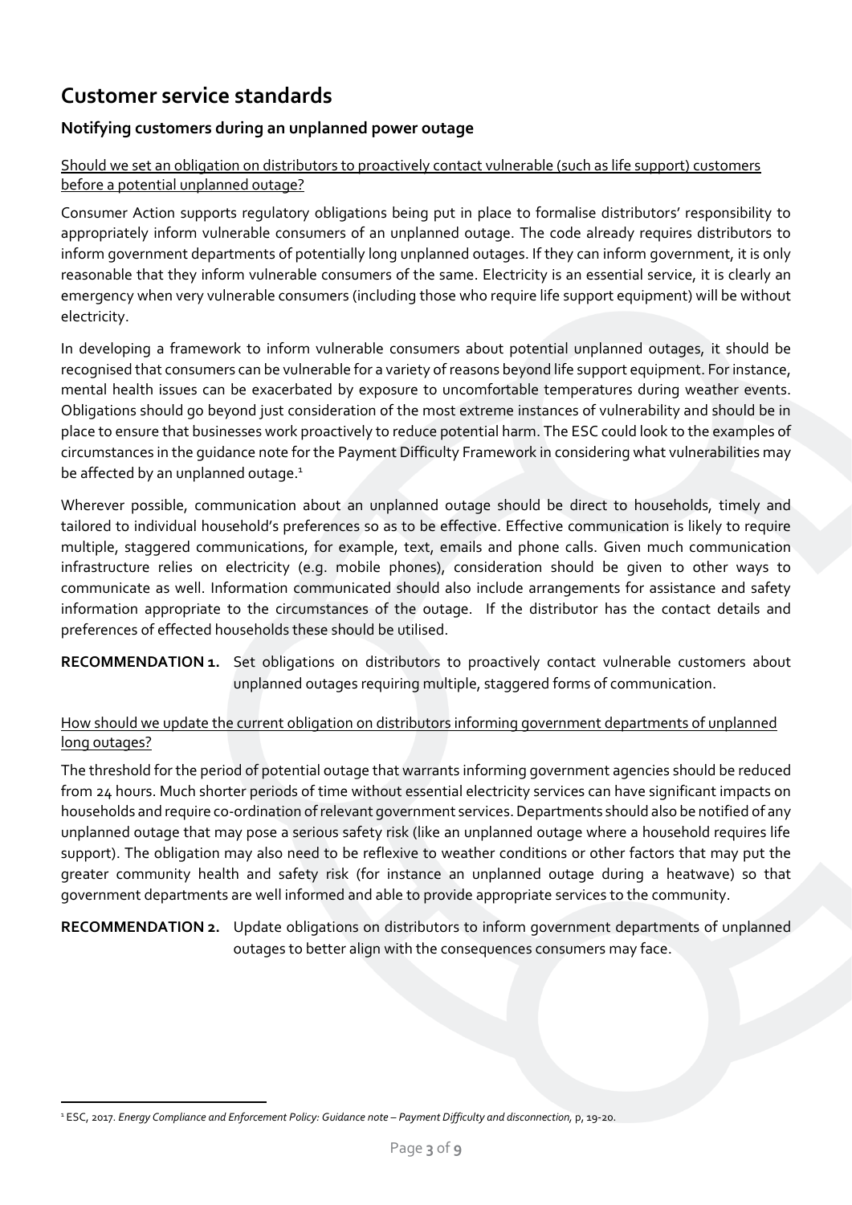# Customer service standards

## Notifying customers during an unplanned power outage

Should we set an obligation on distributors to proactively contact vulnerable (such as life support) customers before a potential unplanned outage?

Consumer Action supports regulatory obligations being put in place to formalise distributors' responsibility to appropriately inform vulnerable consumers of an unplanned outage. The code already requires distributors to inform government departments of potentially long unplanned outages. If they can inform government, it is only reasonable that they inform vulnerable consumers of the same. Electricity is an essential service, it is clearly an emergency when very vulnerable consumers (including those who require life support equipment) will be without electricity.

In developing a framework to inform vulnerable consumers about potential unplanned outages, it should be recognised that consumers can be vulnerable for a variety of reasons beyond life support equipment. For instance, mental health issues can be exacerbated by exposure to uncomfortable temperatures during weather events. Obligations should go beyond just consideration of the most extreme instances of vulnerability and should be in place to ensure that businesses work proactively to reduce potential harm. The ESC could look to the examples of circumstances in the guidance note for the Payment Difficulty Framework in considering what vulnerabilities may be affected by an unplanned outage.[1]

Wherever possible, communication about an unplanned outage should be direct to households, timely and tailored to individual household's preferences so as to be effective. Effective communication is likely to require multiple, staggered communications, for example, text, emails and phone calls. Given much communication infrastructure relies on electricity (e.g. mobile phones), consideration should be given to other ways to communicate as well. Information communicated should also include arrangements for assistance and safety information appropriate to the circumstances of the outage. If the distributor has the contact details and preferences of effected households these should be utilised.

**RECOMMENDATION 1.** Set obligations on distributors to proactively contact vulnerable customers about unplanned outages requiring multiple, staggered forms of communication.

How should we update the current obligation on distributors informing government departments of unplanned long outages?

The threshold for the period of potential outage that warrants informing government agencies should be reduced from 24 hours. Much shorter periods of time without essential electricity services can have significant impacts on households and require co-ordination of relevant government services. Departments should also be notified of any unplanned outage that may pose a serious safety risk (like an unplanned outage where a household requires life support). The obligation may also need to be reflexive to weather conditions or other factors that may put the greater community health and safety risk (for instance an unplanned outage during a heatwave) so that government departments are well informed and able to provide appropriate services to the community.

**RECOMMENDATION 2.** Update obligations on distributors to inform government departments of unplanned outages to better align with the consequences consumers may face.

---

[1] ESC, 2017. *Energy Compliance and Enforcement Policy: Guidance note – Payment Difficulty and disconnection*, p, 19-20.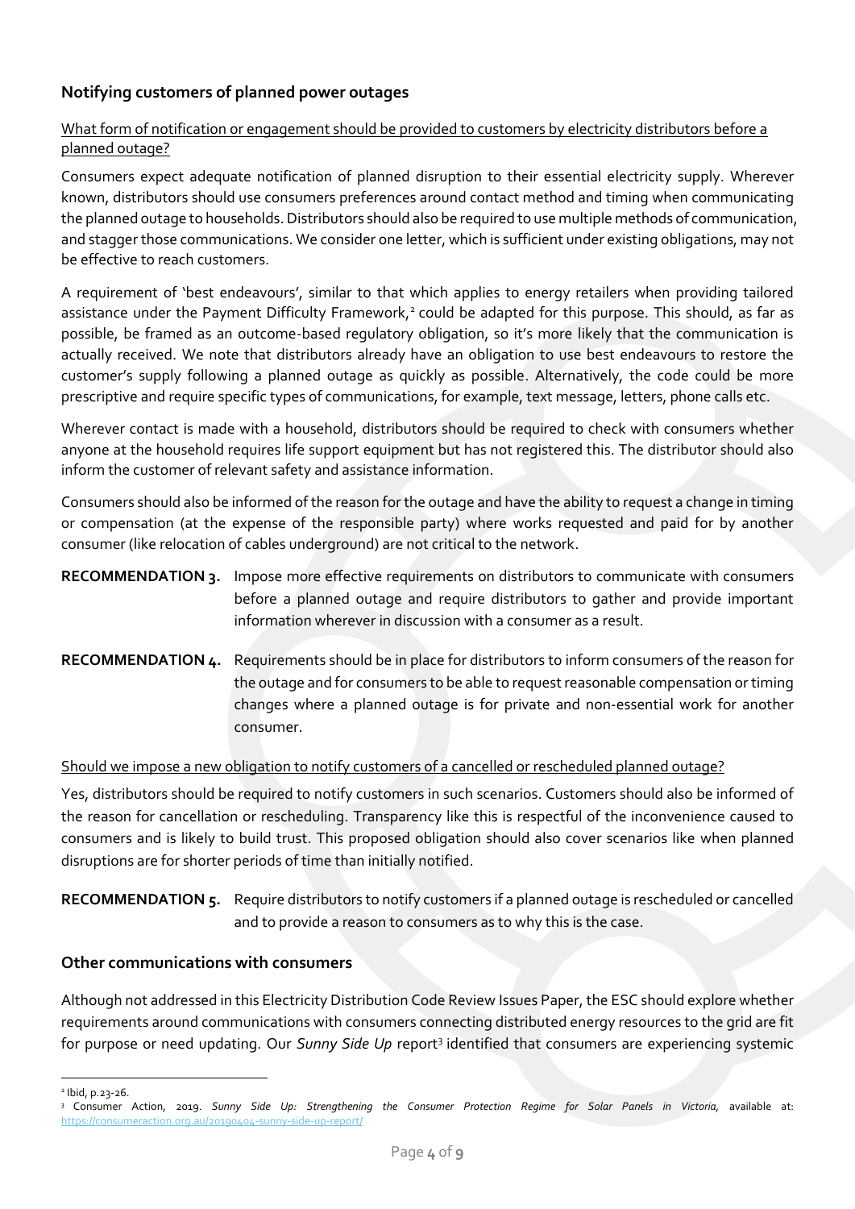## Notifying customers of planned power outages

What form of notification or engagement should be provided to customers by electricity distributors before a planned outage?

Consumers expect adequate notification of planned disruption to their essential electricity supply. Wherever known, distributors should use consumers preferences around contact method and timing when communicating the planned outage to households. Distributors should also be required to use multiple methods of communication, and stagger those communications. We consider one letter, which is sufficient under existing obligations, may not be effective to reach customers.

A requirement of 'best endeavours', similar to that which applies to energy retailers when providing tailored assistance under the Payment Difficulty Framework,[2] could be adapted for this purpose. This should, as far as possible, be framed as an outcome-based regulatory obligation, so it's more likely that the communication is actually received. We note that distributors already have an obligation to use best endeavours to restore the customer's supply following a planned outage as quickly as possible. Alternatively, the code could be more prescriptive and require specific types of communications, for example, text message, letters, phone calls etc.

Wherever contact is made with a household, distributors should be required to check with consumers whether anyone at the household requires life support equipment but has not registered this. The distributor should also inform the customer of relevant safety and assistance information.

Consumers should also be informed of the reason for the outage and have the ability to request a change in timing or compensation (at the expense of the responsible party) where works requested and paid for by another consumer (like relocation of cables underground) are not critical to the network.

**RECOMMENDATION 3.** Impose more effective requirements on distributors to communicate with consumers before a planned outage and require distributors to gather and provide important information wherever in discussion with a consumer as a result.

**RECOMMENDATION 4.** Requirements should be in place for distributors to inform consumers of the reason for the outage and for consumers to be able to request reasonable compensation or timing changes where a planned outage is for private and non-essential work for another consumer.

Should we impose a new obligation to notify customers of a cancelled or rescheduled planned outage?

Yes, distributors should be required to notify customers in such scenarios. Customers should also be informed of the reason for cancellation or rescheduling. Transparency like this is respectful of the inconvenience caused to consumers and is likely to build trust. This proposed obligation should also cover scenarios like when planned disruptions are for shorter periods of time than initially notified.

**RECOMMENDATION 5.** Require distributors to notify customers if a planned outage is rescheduled or cancelled and to provide a reason to consumers as to why this is the case.

## Other communications with consumers

Although not addressed in this Electricity Distribution Code Review Issues Paper, the ESC should explore whether requirements around communications with consumers connecting distributed energy resources to the grid are fit for purpose or need updating. Our *Sunny Side Up* report[3] identified that consumers are experiencing systemic

---

[2] Ibid, p.23-26.

[3] Consumer Action, 2019. *Sunny Side Up: Strengthening the Consumer Protection Regime for Solar Panels in Victoria,* available at: https://consumeraction.org.au/20190404-sunny-side-up-report/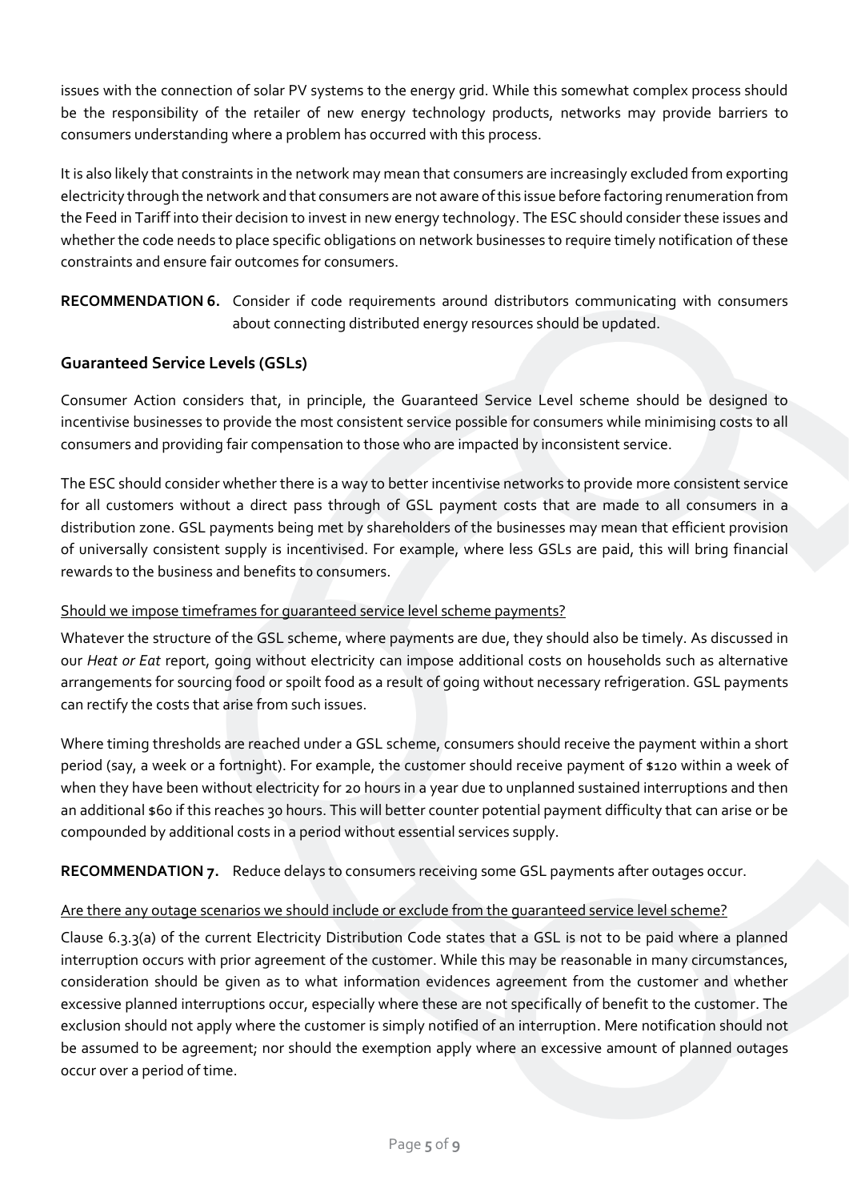issues with the connection of solar PV systems to the energy grid. While this somewhat complex process should be the responsibility of the retailer of new energy technology products, networks may provide barriers to consumers understanding where a problem has occurred with this process.

It is also likely that constraints in the network may mean that consumers are increasingly excluded from exporting electricity through the network and that consumers are not aware of this issue before factoring renumeration from the Feed in Tariff into their decision to invest in new energy technology. The ESC should consider these issues and whether the code needs to place specific obligations on network businesses to require timely notification of these constraints and ensure fair outcomes for consumers.

**RECOMMENDATION 6.** Consider if code requirements around distributors communicating with consumers about connecting distributed energy resources should be updated.

### Guaranteed Service Levels (GSLs)

Consumer Action considers that, in principle, the Guaranteed Service Level scheme should be designed to incentivise businesses to provide the most consistent service possible for consumers while minimising costs to all consumers and providing fair compensation to those who are impacted by inconsistent service.

The ESC should consider whether there is a way to better incentivise networks to provide more consistent service for all customers without a direct pass through of GSL payment costs that are made to all consumers in a distribution zone. GSL payments being met by shareholders of the businesses may mean that efficient provision of universally consistent supply is incentivised. For example, where less GSLs are paid, this will bring financial rewards to the business and benefits to consumers.

<u>Should we impose timeframes for guaranteed service level scheme payments?</u>

Whatever the structure of the GSL scheme, where payments are due, they should also be timely. As discussed in our *Heat or Eat* report, going without electricity can impose additional costs on households such as alternative arrangements for sourcing food or spoilt food as a result of going without necessary refrigeration. GSL payments can rectify the costs that arise from such issues.

Where timing thresholds are reached under a GSL scheme, consumers should receive the payment within a short period (say, a week or a fortnight). For example, the customer should receive payment of $120 within a week of when they have been without electricity for 20 hours in a year due to unplanned sustained interruptions and then an additional $60 if this reaches 30 hours. This will better counter potential payment difficulty that can arise or be compounded by additional costs in a period without essential services supply.

**RECOMMENDATION 7.** Reduce delays to consumers receiving some GSL payments after outages occur.

<u>Are there any outage scenarios we should include or exclude from the guaranteed service level scheme?</u>

Clause 6.3.3(a) of the current Electricity Distribution Code states that a GSL is not to be paid where a planned interruption occurs with prior agreement of the customer. While this may be reasonable in many circumstances, consideration should be given as to what information evidences agreement from the customer and whether excessive planned interruptions occur, especially where these are not specifically of benefit to the customer. The exclusion should not apply where the customer is simply notified of an interruption. Mere notification should not be assumed to be agreement; nor should the exemption apply where an excessive amount of planned outages occur over a period of time.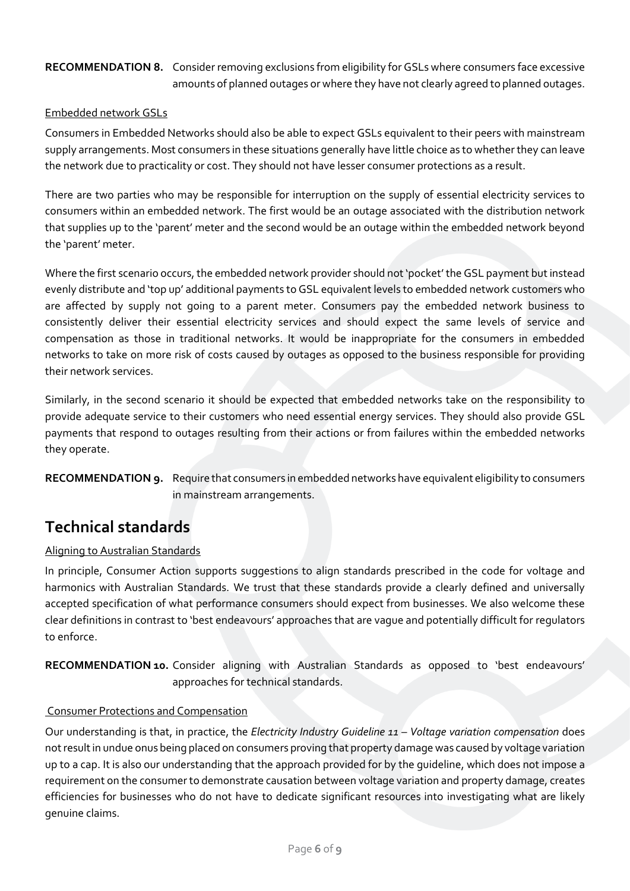**RECOMMENDATION 8.** Consider removing exclusions from eligibility for GSLs where consumers face excessive amounts of planned outages or where they have not clearly agreed to planned outages.

<u>Embedded network GSLs</u>

Consumers in Embedded Networks should also be able to expect GSLs equivalent to their peers with mainstream supply arrangements. Most consumers in these situations generally have little choice as to whether they can leave the network due to practicality or cost. They should not have lesser consumer protections as a result.

There are two parties who may be responsible for interruption on the supply of essential electricity services to consumers within an embedded network. The first would be an outage associated with the distribution network that supplies up to the 'parent' meter and the second would be an outage within the embedded network beyond the 'parent' meter.

Where the first scenario occurs, the embedded network provider should not 'pocket' the GSL payment but instead evenly distribute and 'top up' additional payments to GSL equivalent levels to embedded network customers who are affected by supply not going to a parent meter. Consumers pay the embedded network business to consistently deliver their essential electricity services and should expect the same levels of service and compensation as those in traditional networks. It would be inappropriate for the consumers in embedded networks to take on more risk of costs caused by outages as opposed to the business responsible for providing their network services.

Similarly, in the second scenario it should be expected that embedded networks take on the responsibility to provide adequate service to their customers who need essential energy services. They should also provide GSL payments that respond to outages resulting from their actions or from failures within the embedded networks they operate.

**RECOMMENDATION 9.** Require that consumers in embedded networks have equivalent eligibility to consumers in mainstream arrangements.

## Technical standards

<u>Aligning to Australian Standards</u>

In principle, Consumer Action supports suggestions to align standards prescribed in the code for voltage and harmonics with Australian Standards. We trust that these standards provide a clearly defined and universally accepted specification of what performance consumers should expect from businesses. We also welcome these clear definitions in contrast to 'best endeavours' approaches that are vague and potentially difficult for regulators to enforce.

**RECOMMENDATION 10.** Consider aligning with Australian Standards as opposed to 'best endeavours' approaches for technical standards.

<u>Consumer Protections and Compensation</u>

Our understanding is that, in practice, the *Electricity Industry Guideline 11 – Voltage variation compensation* does not result in undue onus being placed on consumers proving that property damage was caused by voltage variation up to a cap. It is also our understanding that the approach provided for by the guideline, which does not impose a requirement on the consumer to demonstrate causation between voltage variation and property damage, creates efficiencies for businesses who do not have to dedicate significant resources into investigating what are likely genuine claims.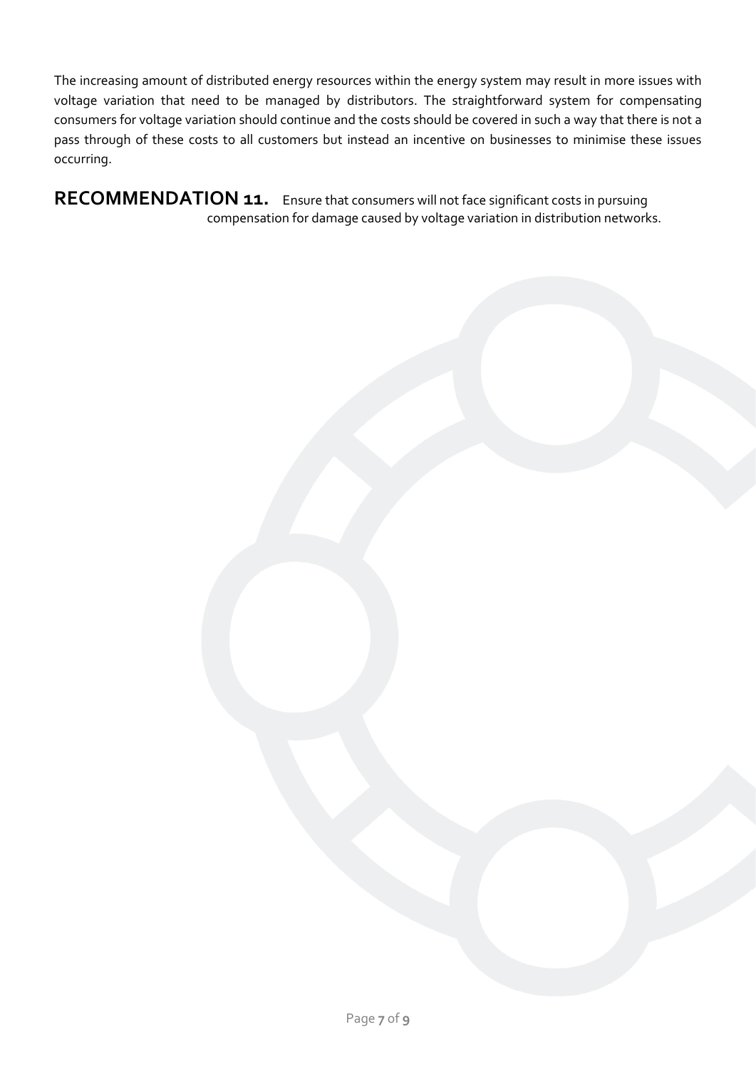The increasing amount of distributed energy resources within the energy system may result in more issues with voltage variation that need to be managed by distributors. The straightforward system for compensating consumers for voltage variation should continue and the costs should be covered in such a way that there is not a pass through of these costs to all customers but instead an incentive on businesses to minimise these issues occurring.

**RECOMMENDATION 11.** Ensure that consumers will not face significant costs in pursuing compensation for damage caused by voltage variation in distribution networks.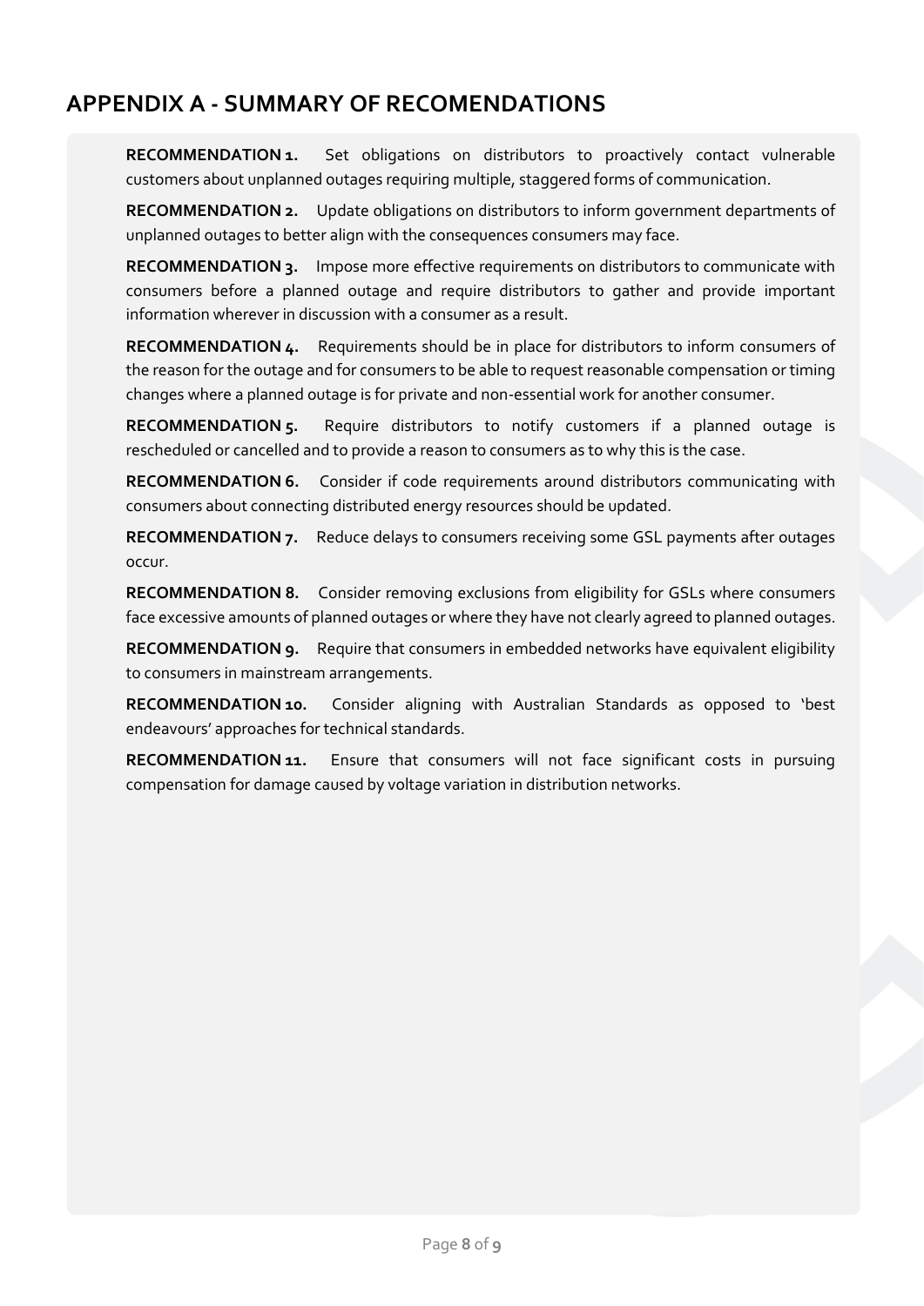## APPENDIX A - SUMMARY OF RECOMENDATIONS

**RECOMMENDATION 1.** Set obligations on distributors to proactively contact vulnerable customers about unplanned outages requiring multiple, staggered forms of communication.

**RECOMMENDATION 2.** Update obligations on distributors to inform government departments of unplanned outages to better align with the consequences consumers may face.

**RECOMMENDATION 3.** Impose more effective requirements on distributors to communicate with consumers before a planned outage and require distributors to gather and provide important information wherever in discussion with a consumer as a result.

**RECOMMENDATION 4.** Requirements should be in place for distributors to inform consumers of the reason for the outage and for consumers to be able to request reasonable compensation or timing changes where a planned outage is for private and non-essential work for another consumer.

**RECOMMENDATION 5.** Require distributors to notify customers if a planned outage is rescheduled or cancelled and to provide a reason to consumers as to why this is the case.

**RECOMMENDATION 6.** Consider if code requirements around distributors communicating with consumers about connecting distributed energy resources should be updated.

**RECOMMENDATION 7.** Reduce delays to consumers receiving some GSL payments after outages occur.

**RECOMMENDATION 8.** Consider removing exclusions from eligibility for GSLs where consumers face excessive amounts of planned outages or where they have not clearly agreed to planned outages.

**RECOMMENDATION 9.** Require that consumers in embedded networks have equivalent eligibility to consumers in mainstream arrangements.

**RECOMMENDATION 10.** Consider aligning with Australian Standards as opposed to 'best endeavours' approaches for technical standards.

**RECOMMENDATION 11.** Ensure that consumers will not face significant costs in pursuing compensation for damage caused by voltage variation in distribution networks.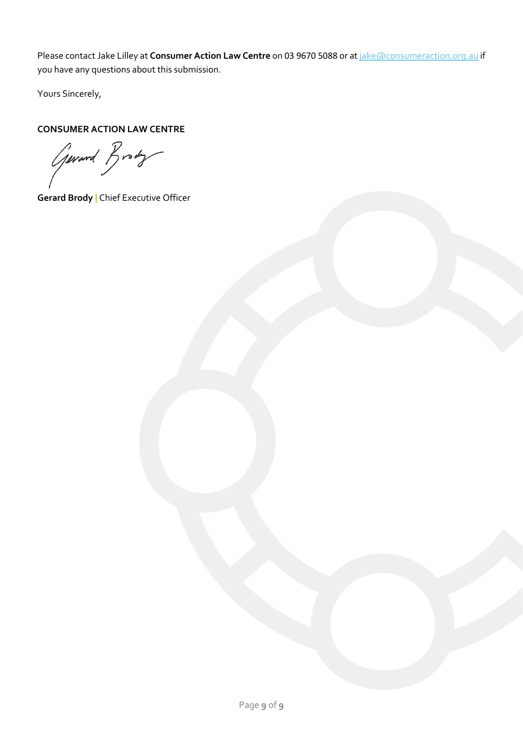Please contact Jake Lilley at **Consumer Action Law Centre** on 03 9670 5088 or at jake@consumeraction.org.au if you have any questions about this submission.

Yours Sincerely,

**CONSUMER ACTION LAW CENTRE**

**Gerard Brody** | Chief Executive Officer